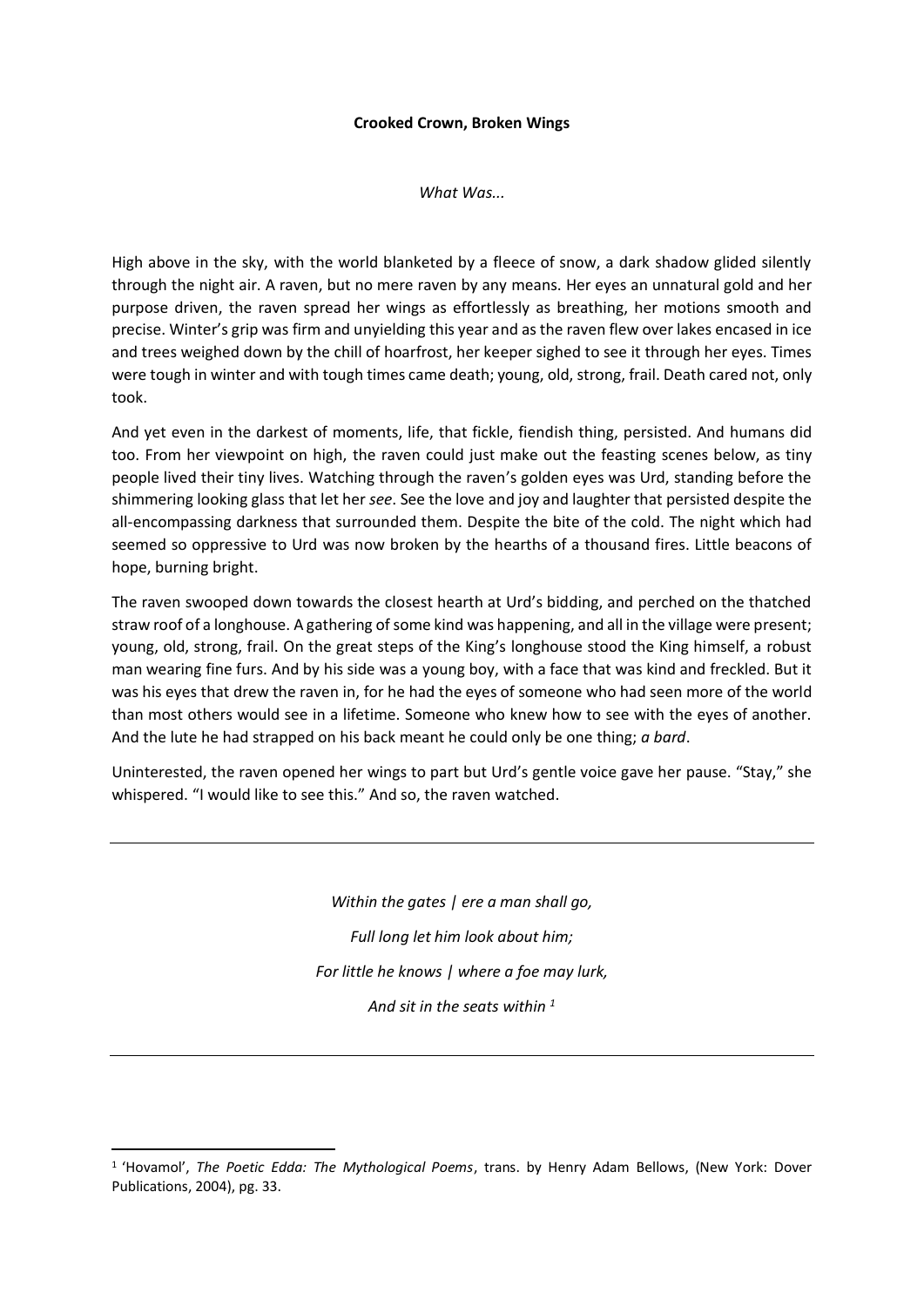# Crooked Crown, Broken Wings

*What Was...*

High above in the sky, with the world blanketed by a fleece of snow, a dark shadow glided silently through the night air. A raven, but no mere raven by any means. Her eyes an unnatural gold and her purpose driven, the raven spread her wings as effortlessly as breathing, her motions smooth and precise. Winter's grip was firm and unyielding this year and as the raven flew over lakes encased in ice and trees weighed down by the chill of hoarfrost, her keeper sighed to see it through her eyes. Times were tough in winter and with tough times came death; young, old, strong, frail. Death cared not, only took.

And yet even in the darkest of moments, life, that fickle, fiendish thing, persisted. And humans did too. From her viewpoint on high, the raven could just make out the feasting scenes below, as tiny people lived their tiny lives. Watching through the raven's golden eyes was Urd, standing before the shimmering looking glass that let her *see*. See the love and joy and laughter that persisted despite the all-encompassing darkness that surrounded them. Despite the bite of the cold. The night which had seemed so oppressive to Urd was now broken by the hearths of a thousand fires. Little beacons of hope, burning bright.

The raven swooped down towards the closest hearth at Urd's bidding, and perched on the thatched straw roof of a longhouse. A gathering of some kind was happening, and all in the village were present; young, old, strong, frail. On the great steps of the King's longhouse stood the King himself, a robust man wearing fine furs. And by his side was a young boy, with a face that was kind and freckled. But it was his eyes that drew the raven in, for he had the eyes of someone who had seen more of the world than most others would see in a lifetime. Someone who knew how to see with the eyes of another. And the lute he had strapped on his back meant he could only be one thing; *a bard*.

Uninterested, the raven opened her wings to part but Urd's gentle voice gave her pause. "Stay," she whispered. "I would like to see this." And so, the raven watched.

---

*Within the gates | ere a man shall go,*

*Full long let him look about him;*

*For little he knows | where a foe may lurk,*

*And sit in the seats within* [1]

---

[1] 'Hovamol', *The Poetic Edda: The Mythological Poems*, trans. by Henry Adam Bellows, (New York: Dover Publications, 2004), pg. 33.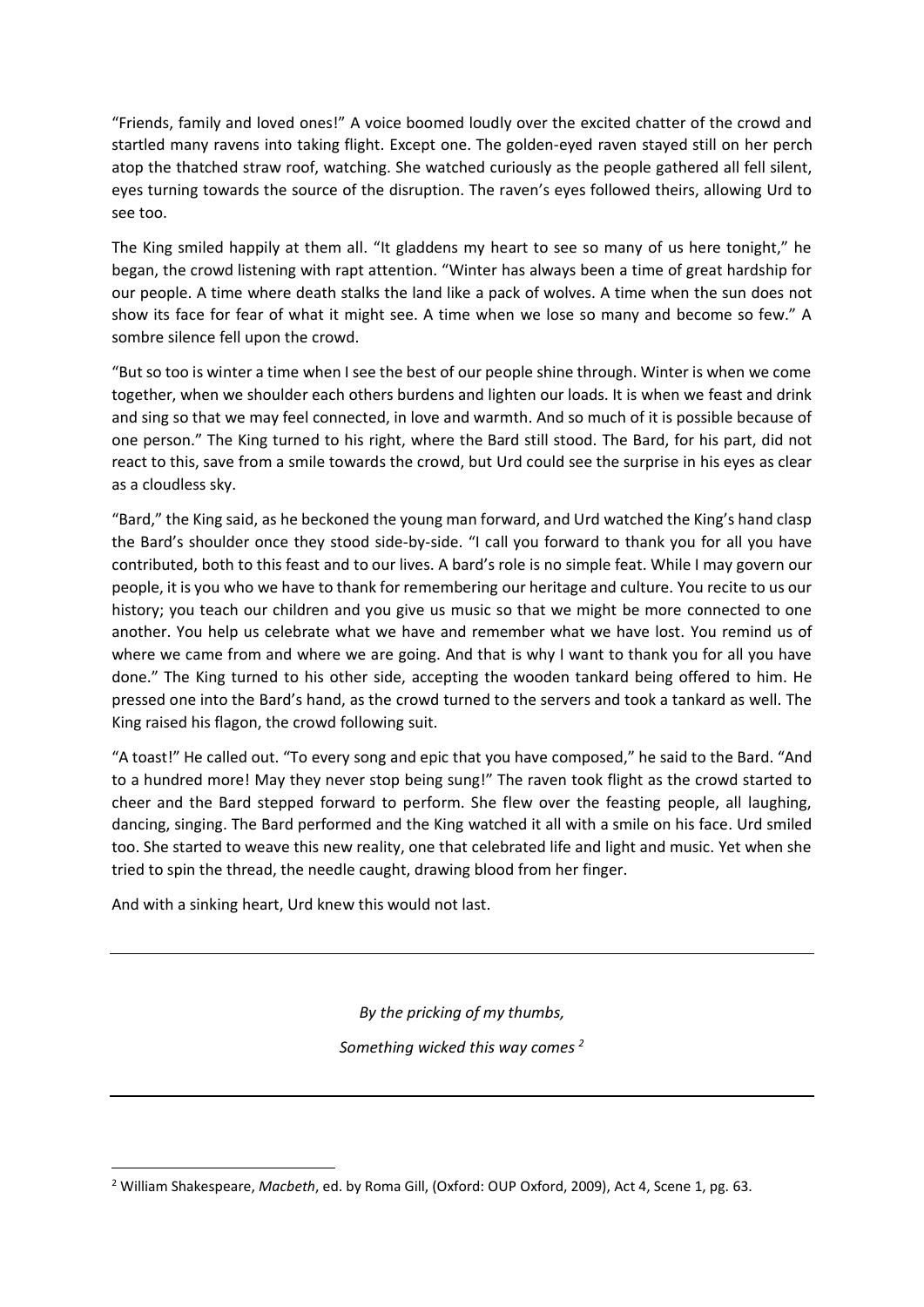"Friends, family and loved ones!" A voice boomed loudly over the excited chatter of the crowd and startled many ravens into taking flight. Except one. The golden-eyed raven stayed still on her perch atop the thatched straw roof, watching. She watched curiously as the people gathered all fell silent, eyes turning towards the source of the disruption. The raven's eyes followed theirs, allowing Urd to see too.

The King smiled happily at them all. "It gladdens my heart to see so many of us here tonight," he began, the crowd listening with rapt attention. "Winter has always been a time of great hardship for our people. A time where death stalks the land like a pack of wolves. A time when the sun does not show its face for fear of what it might see. A time when we lose so many and become so few." A sombre silence fell upon the crowd.

"But so too is winter a time when I see the best of our people shine through. Winter is when we come together, when we shoulder each others burdens and lighten our loads. It is when we feast and drink and sing so that we may feel connected, in love and warmth. And so much of it is possible because of one person." The King turned to his right, where the Bard still stood. The Bard, for his part, did not react to this, save from a smile towards the crowd, but Urd could see the surprise in his eyes as clear as a cloudless sky.

"Bard," the King said, as he beckoned the young man forward, and Urd watched the King's hand clasp the Bard's shoulder once they stood side-by-side. "I call you forward to thank you for all you have contributed, both to this feast and to our lives. A bard's role is no simple feat. While I may govern our people, it is you who we have to thank for remembering our heritage and culture. You recite to us our history; you teach our children and you give us music so that we might be more connected to one another. You help us celebrate what we have and remember what we have lost. You remind us of where we came from and where we are going. And that is why I want to thank you for all you have done." The King turned to his other side, accepting the wooden tankard being offered to him. He pressed one into the Bard's hand, as the crowd turned to the servers and took a tankard as well. The King raised his flagon, the crowd following suit.

"A toast!" He called out. "To every song and epic that you have composed," he said to the Bard. "And to a hundred more! May they never stop being sung!" The raven took flight as the crowd started to cheer and the Bard stepped forward to perform. She flew over the feasting people, all laughing, dancing, singing. The Bard performed and the King watched it all with a smile on his face. Urd smiled too. She started to weave this new reality, one that celebrated life and light and music. Yet when she tried to spin the thread, the needle caught, drawing blood from her finger.

And with a sinking heart, Urd knew this would not last.

---

*By the pricking of my thumbs,*

*Something wicked this way comes* [2]

---

[2] William Shakespeare, *Macbeth*, ed. by Roma Gill, (Oxford: OUP Oxford, 2009), Act 4, Scene 1, pg. 63.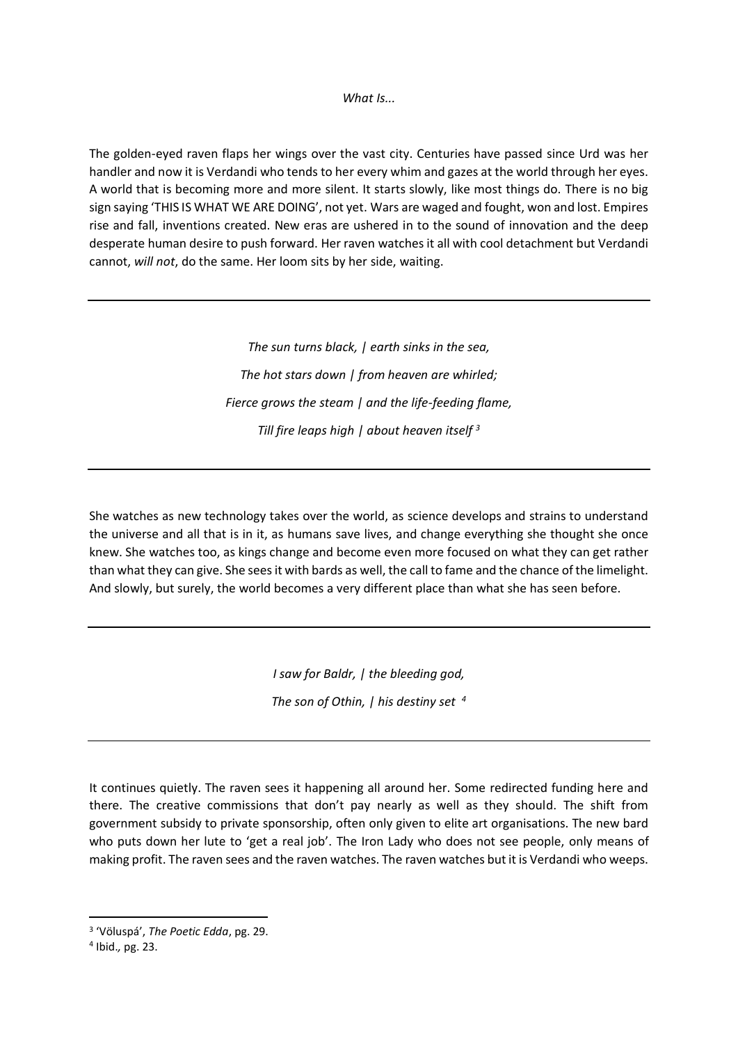*What Is...*

The golden-eyed raven flaps her wings over the vast city. Centuries have passed since Urd was her handler and now it is Verdandi who tends to her every whim and gazes at the world through her eyes. A world that is becoming more and more silent. It starts slowly, like most things do. There is no big sign saying 'THIS IS WHAT WE ARE DOING', not yet. Wars are waged and fought, won and lost. Empires rise and fall, inventions created. New eras are ushered in to the sound of innovation and the deep desperate human desire to push forward. Her raven watches it all with cool detachment but Verdandi cannot, *will not*, do the same. Her loom sits by her side, waiting.

---

*The sun turns black, | earth sinks in the sea,*

*The hot stars down | from heaven are whirled;*

*Fierce grows the steam | and the life-feeding flame,*

*Till fire leaps high | about heaven itself* [3]

---

She watches as new technology takes over the world, as science develops and strains to understand the universe and all that is in it, as humans save lives, and change everything she thought she once knew. She watches too, as kings change and become even more focused on what they can get rather than what they can give. She sees it with bards as well, the call to fame and the chance of the limelight. And slowly, but surely, the world becomes a very different place than what she has seen before.

---

*I saw for Baldr, | the bleeding god,*

*The son of Othin, | his destiny set* [4]

---

It continues quietly. The raven sees it happening all around her. Some redirected funding here and there. The creative commissions that don't pay nearly as well as they should. The shift from government subsidy to private sponsorship, often only given to elite art organisations. The new bard who puts down her lute to 'get a real job'. The Iron Lady who does not see people, only means of making profit. The raven sees and the raven watches. The raven watches but it is Verdandi who weeps.

[3] 'Völuspá', *The Poetic Edda*, pg. 29.

[4] Ibid*.,* pg. 23.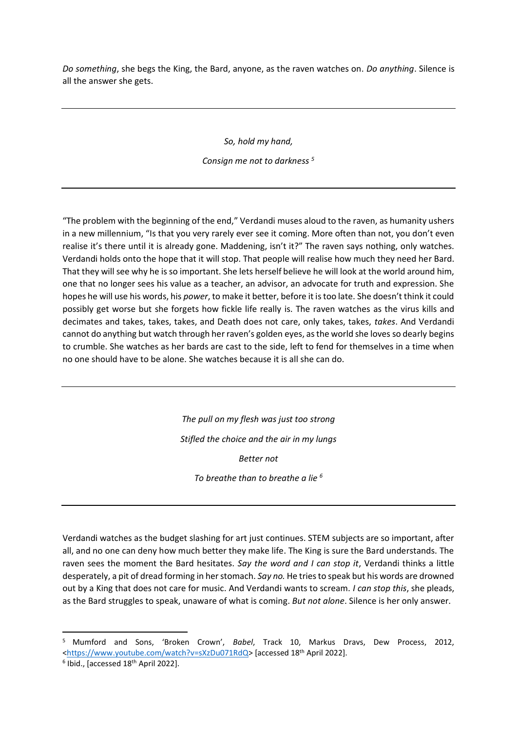*Do something*, she begs the King, the Bard, anyone, as the raven watches on. *Do anything*. Silence is all the answer she gets.

---

*So, hold my hand,*

*Consign me not to darkness* [5]

---

"The problem with the beginning of the end," Verdandi muses aloud to the raven, as humanity ushers in a new millennium, "Is that you very rarely ever see it coming. More often than not, you don't even realise it's there until it is already gone. Maddening, isn't it?" The raven says nothing, only watches. Verdandi holds onto the hope that it will stop. That people will realise how much they need her Bard. That they will see why he is so important. She lets herself believe he will look at the world around him, one that no longer sees his value as a teacher, an advisor, an advocate for truth and expression. She hopes he will use his words, his *power*, to make it better, before it is too late. She doesn't think it could possibly get worse but she forgets how fickle life really is. The raven watches as the virus kills and decimates and takes, takes, takes, and Death does not care, only takes, takes, *takes*. And Verdandi cannot do anything but watch through her raven's golden eyes, as the world she loves so dearly begins to crumble. She watches as her bards are cast to the side, left to fend for themselves in a time when no one should have to be alone. She watches because it is all she can do.

---

*The pull on my flesh was just too strong*

*Stifled the choice and the air in my lungs*

*Better not*

*To breathe than to breathe a lie* [6]

---

Verdandi watches as the budget slashing for art just continues. STEM subjects are so important, after all, and no one can deny how much better they make life. The King is sure the Bard understands. The raven sees the moment the Bard hesitates. *Say the word and I can stop it*, Verdandi thinks a little desperately, a pit of dread forming in her stomach. *Say no.* He tries to speak but his words are drowned out by a King that does not care for music. And Verdandi wants to scream. *I can stop this*, she pleads, as the Bard struggles to speak, unaware of what is coming. *But not alone*. Silence is her only answer.

---

[5] Mumford and Sons, 'Broken Crown', *Babel*, Track 10, Markus Dravs, Dew Process, 2012, <https://www.youtube.com/watch?v=sXzDu071RdQ> [accessed 18th April 2022].

[6] Ibid., [accessed 18th April 2022].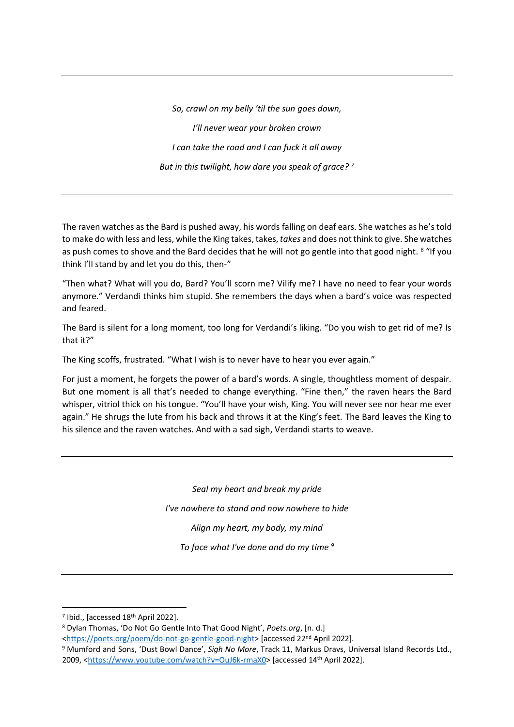---

*So, crawl on my belly 'til the sun goes down,*

*I'll never wear your broken crown*

*I can take the road and I can fuck it all away*

*But in this twilight, how dare you speak of grace?* [7]

---

The raven watches as the Bard is pushed away, his words falling on deaf ears. She watches as he's told to make do with less and less, while the King takes, takes, *takes* and does not think to give. She watches as push comes to shove and the Bard decides that he will not go gentle into that good night. [8] "If you think I'll stand by and let you do this, then-"

"Then what? What will you do, Bard? You'll scorn me? Vilify me? I have no need to fear your words anymore." Verdandi thinks him stupid. She remembers the days when a bard's voice was respected and feared.

The Bard is silent for a long moment, too long for Verdandi's liking. "Do you wish to get rid of me? Is that it?"

The King scoffs, frustrated. "What I wish is to never have to hear you ever again."

For just a moment, he forgets the power of a bard's words. A single, thoughtless moment of despair. But one moment is all that's needed to change everything. "Fine then," the raven hears the Bard whisper, vitriol thick on his tongue. "You'll have your wish, King. You will never see nor hear me ever again." He shrugs the lute from his back and throws it at the King's feet. The Bard leaves the King to his silence and the raven watches. And with a sad sigh, Verdandi starts to weave.

---

*Seal my heart and break my pride*

*I've nowhere to stand and now nowhere to hide*

*Align my heart, my body, my mind*

*To face what I've done and do my time* [9]

---

[7] Ibid., [accessed 18th April 2022].

[8] Dylan Thomas, 'Do Not Go Gentle Into That Good Night', *Poets.org*, [n. d.] <https://poets.org/poem/do-not-go-gentle-good-night> [accessed 22nd April 2022].

[9] Mumford and Sons, 'Dust Bowl Dance', *Sigh No More*, Track 11, Markus Dravs, Universal Island Records Ltd., 2009, <https://www.youtube.com/watch?v=OuJ6k-rmaX0> [accessed 14th April 2022].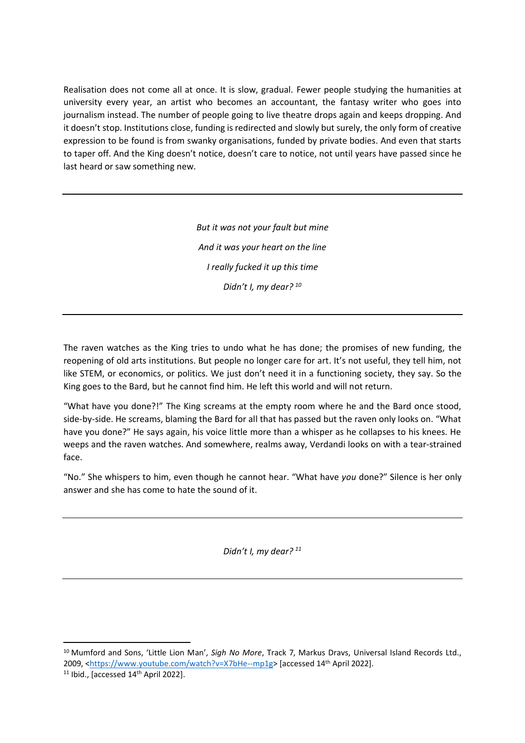Realisation does not come all at once. It is slow, gradual. Fewer people studying the humanities at university every year, an artist who becomes an accountant, the fantasy writer who goes into journalism instead. The number of people going to live theatre drops again and keeps dropping. And it doesn't stop. Institutions close, funding is redirected and slowly but surely, the only form of creative expression to be found is from swanky organisations, funded by private bodies. And even that starts to taper off. And the King doesn't notice, doesn't care to notice, not until years have passed since he last heard or saw something new.

---

*But it was not your fault but mine*

*And it was your heart on the line*

*I really fucked it up this time*

*Didn't I, my dear?* [10]

---

The raven watches as the King tries to undo what he has done; the promises of new funding, the reopening of old arts institutions. But people no longer care for art. It's not useful, they tell him, not like STEM, or economics, or politics. We just don't need it in a functioning society, they say. So the King goes to the Bard, but he cannot find him. He left this world and will not return.

"What have you done?!" The King screams at the empty room where he and the Bard once stood, side-by-side. He screams, blaming the Bard for all that has passed but the raven only looks on. "What have you done?" He says again, his voice little more than a whisper as he collapses to his knees. He weeps and the raven watches. And somewhere, realms away, Verdandi looks on with a tear-strained face.

"No." She whispers to him, even though he cannot hear. "What have *you* done?" Silence is her only answer and she has come to hate the sound of it.

---

*Didn't I, my dear?* [11]

---

[10] Mumford and Sons, 'Little Lion Man', *Sigh No More*, Track 7, Markus Dravs, Universal Island Records Ltd., 2009, <https://www.youtube.com/watch?v=X7bHe--mp1g> [accessed 14th April 2022].

[11] Ibid., [accessed 14th April 2022].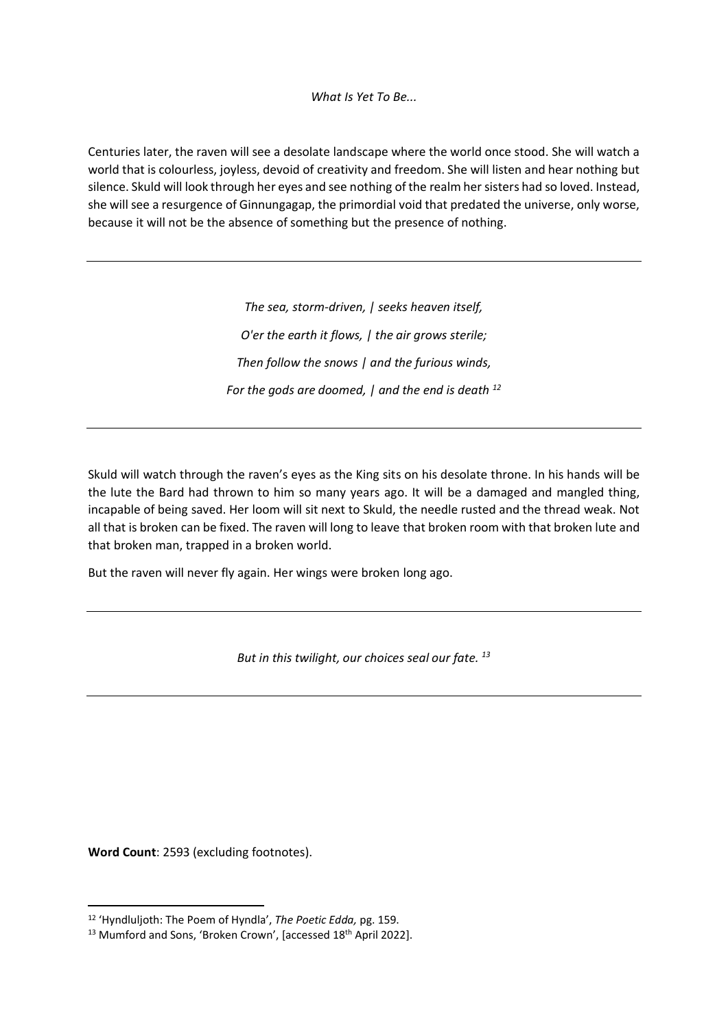*What Is Yet To Be...*

Centuries later, the raven will see a desolate landscape where the world once stood. She will watch a world that is colourless, joyless, devoid of creativity and freedom. She will listen and hear nothing but silence. Skuld will look through her eyes and see nothing of the realm her sisters had so loved. Instead, she will see a resurgence of Ginnungagap, the primordial void that predated the universe, only worse, because it will not be the absence of something but the presence of nothing.

---

*The sea, storm-driven, | seeks heaven itself,*

*O'er the earth it flows, | the air grows sterile;*

*Then follow the snows | and the furious winds,*

*For the gods are doomed, | and the end is death* [12]

---

Skuld will watch through the raven's eyes as the King sits on his desolate throne. In his hands will be the lute the Bard had thrown to him so many years ago. It will be a damaged and mangled thing, incapable of being saved. Her loom will sit next to Skuld, the needle rusted and the thread weak. Not all that is broken can be fixed. The raven will long to leave that broken room with that broken lute and that broken man, trapped in a broken world.

But the raven will never fly again. Her wings were broken long ago.

---

*But in this twilight, our choices seal our fate.* [13]

---

**Word Count**: 2593 (excluding footnotes).

[12] 'Hyndluljoth: The Poem of Hyndla', *The Poetic Edda,* pg. 159.

[13] Mumford and Sons, 'Broken Crown', [accessed 18th April 2022].